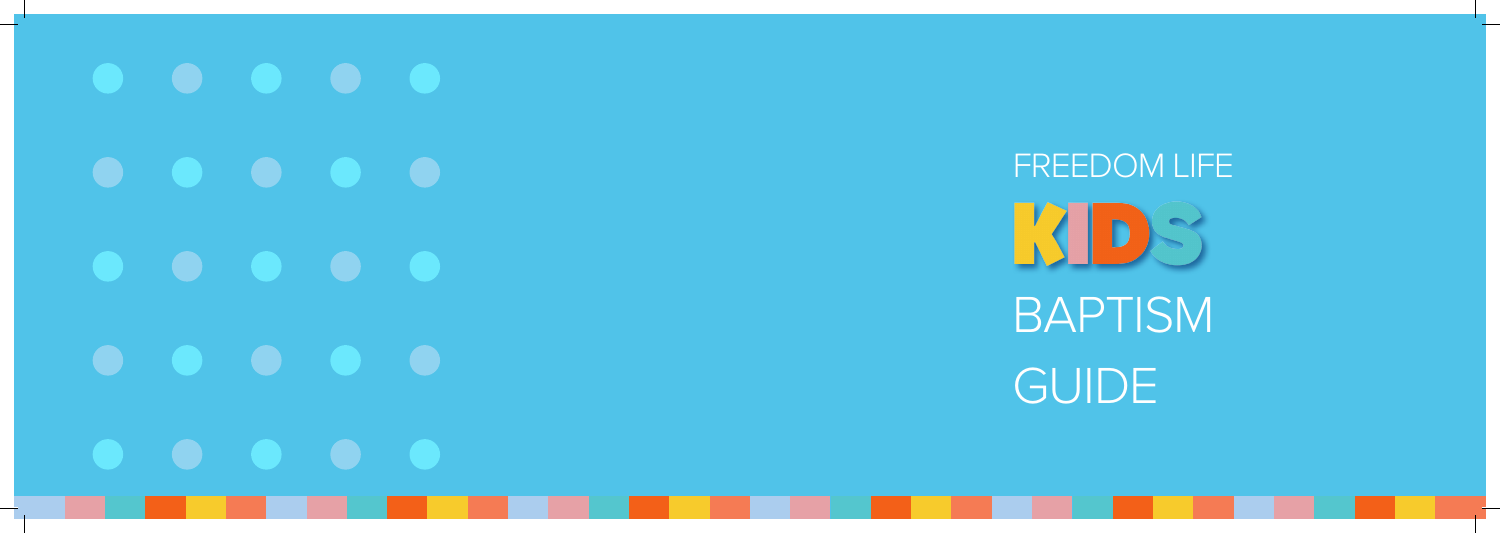FREEDOM LIFE

# KIDS

# BAPTISM GUIDE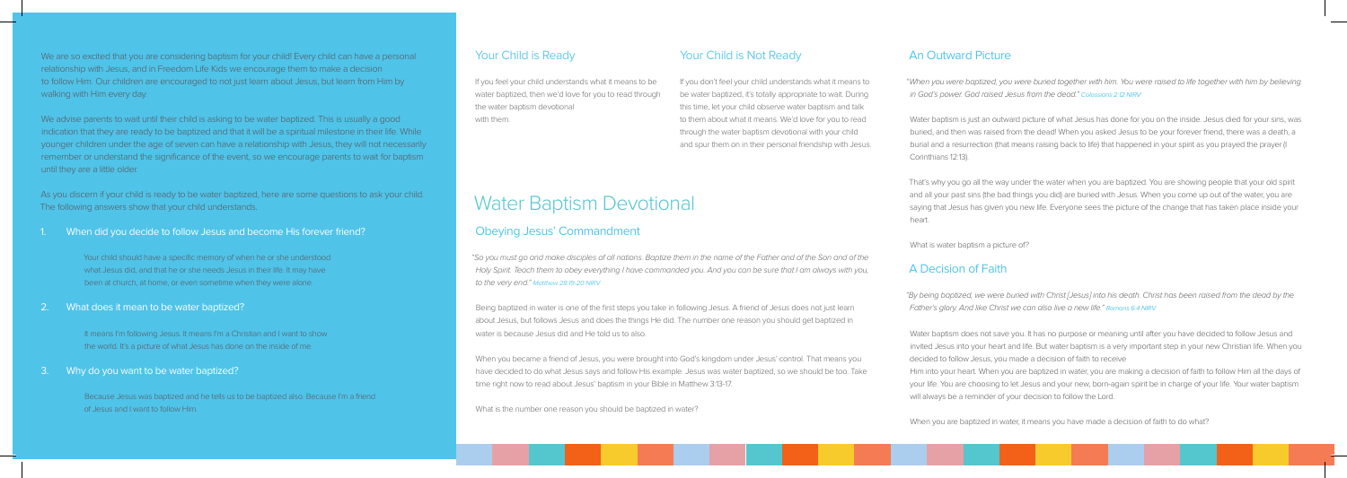We are so excited that you are considering baptism for your child! Every child can have a personal relationship with Jesus, and in Freedom Life Kids we encourage them to make a decision to follow Him. Our children are encouraged to not just learn about Jesus, but learn from Him by walking with Him every day.

We advise parents to wait until their child is asking to be water baptized. This is usually a good indication that they are ready to be baptized and that it will be a spiritual milestone in their life. While younger children under the age of seven can have a relationship with Jesus, they will not necessarily remember or understand the significance of the event, so we encourage parents to wait for baptism until they are a little older.

As you discern if your child is ready to be water baptized, here are some questions to ask your child. The following answers show that your child understands.

1. When did you decide to follow Jesus and become His forever friend?

   Your child should have a specific memory of when he or she understood what Jesus did, and that he or she needs Jesus in their life. It may have been at church, at home, or even sometime when they were alone.

2. What does it mean to be water baptized?

   It means I'm following Jesus. It means I'm a Christian and I want to show the world. It's a picture of what Jesus has done on the inside of me.

3. Why do you want to be water baptized?

   Because Jesus was baptized and he tells us to be baptized also. Because I'm a friend of Jesus and I want to follow Him.

## Your Child is Ready

If you feel your child understands what it means to be water baptized, then we'd love for you to read through the water baptism devotional with them.

## Your Child is Not Ready

If you don't feel your child understands what it means to be water baptized, it's totally appropriate to wait. During this time, let your child observe water baptism and talk to them about what it means. We'd love for you to read through the water baptism devotional with your child and spur them on in their personal friendship with Jesus.

# Water Baptism Devotional

## Obeying Jesus' Commandment

*"So you must go and make disciples of all nations. Baptize them in the name of the Father and of the Son and of the Holy Spirit. Teach them to obey everything I have commanded you. And you can be sure that I am always with you, to the very end." Matthew 28:19-20 NIRV*

Being baptized in water is one of the first steps you take in following Jesus. A friend of Jesus does not just learn about Jesus, but follows Jesus and does the things He did. The number one reason you should get baptized in water is because Jesus did and He told us to also.

When you became a friend of Jesus, you were brought into God's kingdom under Jesus' control. That means you have decided to do what Jesus says and follow His example. Jesus was water baptized, so we should be too. Take time right now to read about Jesus' baptism in your Bible in Matthew 3:13-17.

What is the number one reason you should be baptized in water?

## An Outward Picture

*"When you were baptized, you were buried together with him. You were raised to life together with him by believing in God's power. God raised Jesus from the dead." Colossians 2:12 NIRV*

Water baptism is just an outward picture of what Jesus has done for you on the inside. Jesus died for your sins, was buried, and then was raised from the dead! When you asked Jesus to be your forever friend, there was a death, a burial and a resurrection (that means raising back to life) that happened in your spirit as you prayed the prayer (I Corinthians 12:13).

That's why you go all the way under the water when you are baptized. You are showing people that your old spirit and all your past sins (the bad things you did) are buried with Jesus. When you come up out of the water, you are saying that Jesus has given you new life. Everyone sees the picture of the change that has taken place inside your heart.

What is water baptism a picture of?

## A Decision of Faith

*"By being baptized, we were buried with Christ [Jesus] into his death. Christ has been raised from the dead by the Father's glory. And like Christ we can also live a new life." Romans 6:4 NIRV*

Water baptism does not save you. It has no purpose or meaning until after you have decided to follow Jesus and invited Jesus into your heart and life. But water baptism is a very important step in your new Christian life. When you decided to follow Jesus, you made a decision of faith to receive Him into your heart. When you are baptized in water, you are making a decision of faith to follow Him all the days of your life. You are choosing to let Jesus and your new, born-again spirit be in charge of your life. Your water baptism will always be a reminder of your decision to follow the Lord.

When you are baptized in water, it means you have made a decision of faith to do what?